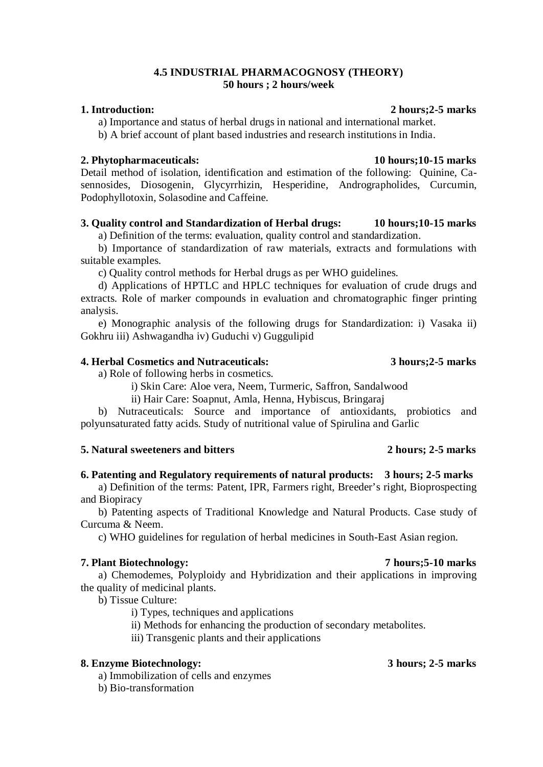# 4.5 INDUSTRIAL PHARMACOGNOSY (THEORY)

**50 hours ; 2 hours/week**

**1. Introduction:** **2 hours;2-5 marks**

a) Importance and status of herbal drugs in national and international market.

b) A brief account of plant based industries and research institutions in India.

**2. Phytopharmaceuticals:** **10 hours;10-15 marks**

Detail method of isolation, identification and estimation of the following: Quinine, Ca-sennosides, Diosogenin, Glycyrrhizin, Hesperidine, Andrographolides, Curcumin, Podophyllotoxin, Solasodine and Caffeine.

**3. Quality control and Standardization of Herbal drugs:** **10 hours;10-15 marks**

a) Definition of the terms: evaluation, quality control and standardization.

b) Importance of standardization of raw materials, extracts and formulations with suitable examples.

c) Quality control methods for Herbal drugs as per WHO guidelines.

d) Applications of HPTLC and HPLC techniques for evaluation of crude drugs and extracts. Role of marker compounds in evaluation and chromatographic finger printing analysis.

e) Monographic analysis of the following drugs for Standardization: i) Vasaka ii) Gokhru iii) Ashwagandha iv) Guduchi v) Guggulipid

**4. Herbal Cosmetics and Nutraceuticals:** **3 hours;2-5 marks**

a) Role of following herbs in cosmetics.

i) Skin Care: Aloe vera, Neem, Turmeric, Saffron, Sandalwood

ii) Hair Care: Soapnut, Amla, Henna, Hybiscus, Bringaraj

b) Nutraceuticals: Source and importance of antioxidants, probiotics and polyunsaturated fatty acids. Study of nutritional value of Spirulina and Garlic

**5. Natural sweeteners and bitters** **2 hours; 2-5 marks**

**6. Patenting and Regulatory requirements of natural products:** **3 hours; 2-5 marks**

a) Definition of the terms: Patent, IPR, Farmers right, Breeder's right, Bioprospecting and Biopiracy

b) Patenting aspects of Traditional Knowledge and Natural Products. Case study of Curcuma & Neem.

c) WHO guidelines for regulation of herbal medicines in South-East Asian region.

**7. Plant Biotechnology:** **7 hours;5-10 marks**

a) Chemodemes, Polyploidy and Hybridization and their applications in improving the quality of medicinal plants.

b) Tissue Culture:

i) Types, techniques and applications

ii) Methods for enhancing the production of secondary metabolites.

iii) Transgenic plants and their applications

**8. Enzyme Biotechnology:** **3 hours; 2-5 marks**

a) Immobilization of cells and enzymes

b) Bio-transformation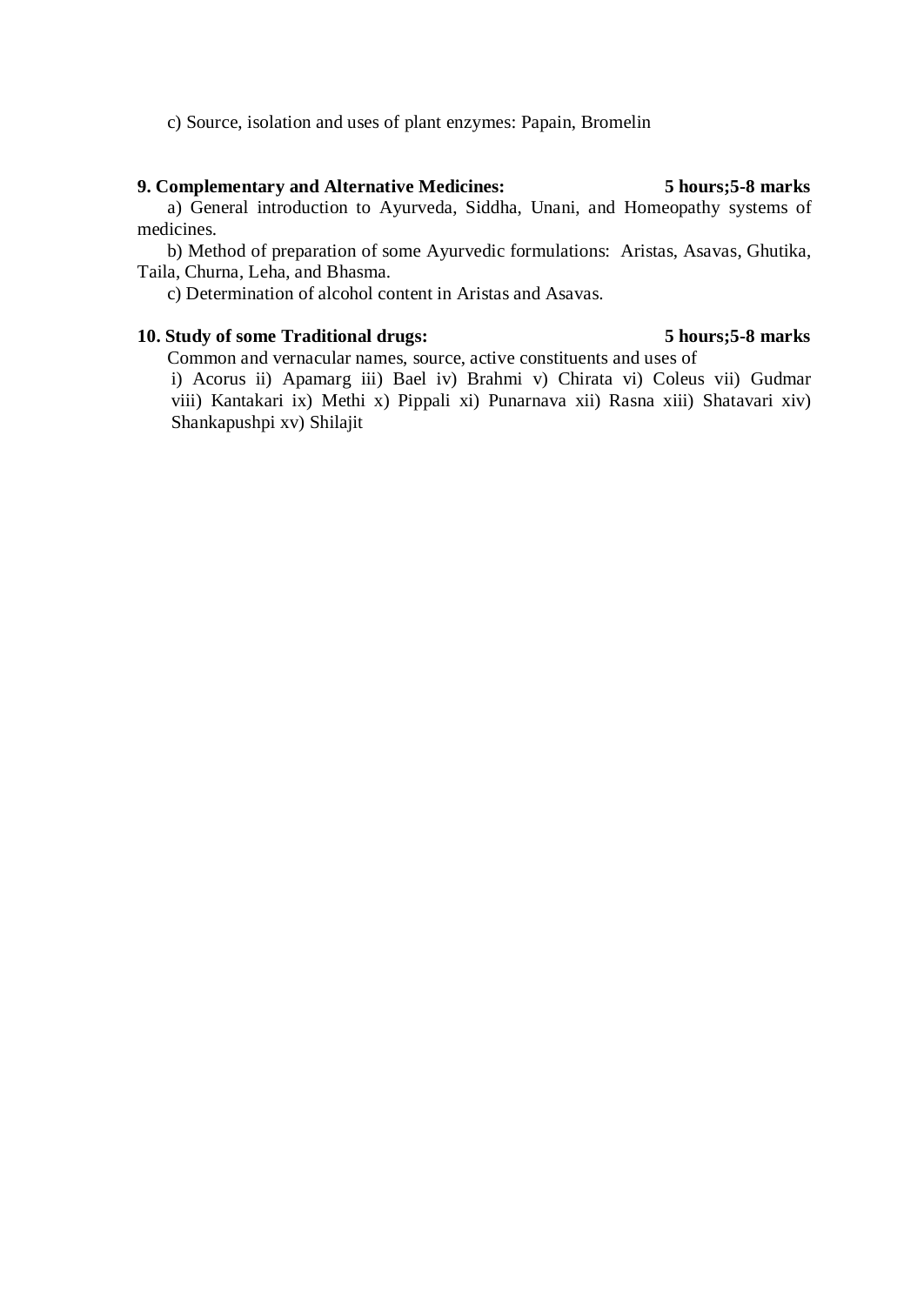c) Source, isolation and uses of plant enzymes: Papain, Bromelin

**9. Complementary and Alternative Medicines: 5 hours;5-8 marks**

a) General introduction to Ayurveda, Siddha, Unani, and Homeopathy systems of medicines.

b) Method of preparation of some Ayurvedic formulations: Aristas, Asavas, Ghutika, Taila, Churna, Leha, and Bhasma.

c) Determination of alcohol content in Aristas and Asavas.

**10. Study of some Traditional drugs: 5 hours;5-8 marks**

Common and vernacular names, source, active constituents and uses of

i) Acorus ii) Apamarg iii) Bael iv) Brahmi v) Chirata vi) Coleus vii) Gudmar viii) Kantakari ix) Methi x) Pippali xi) Punarnava xii) Rasna xiii) Shatavari xiv) Shankapushpi xv) Shilajit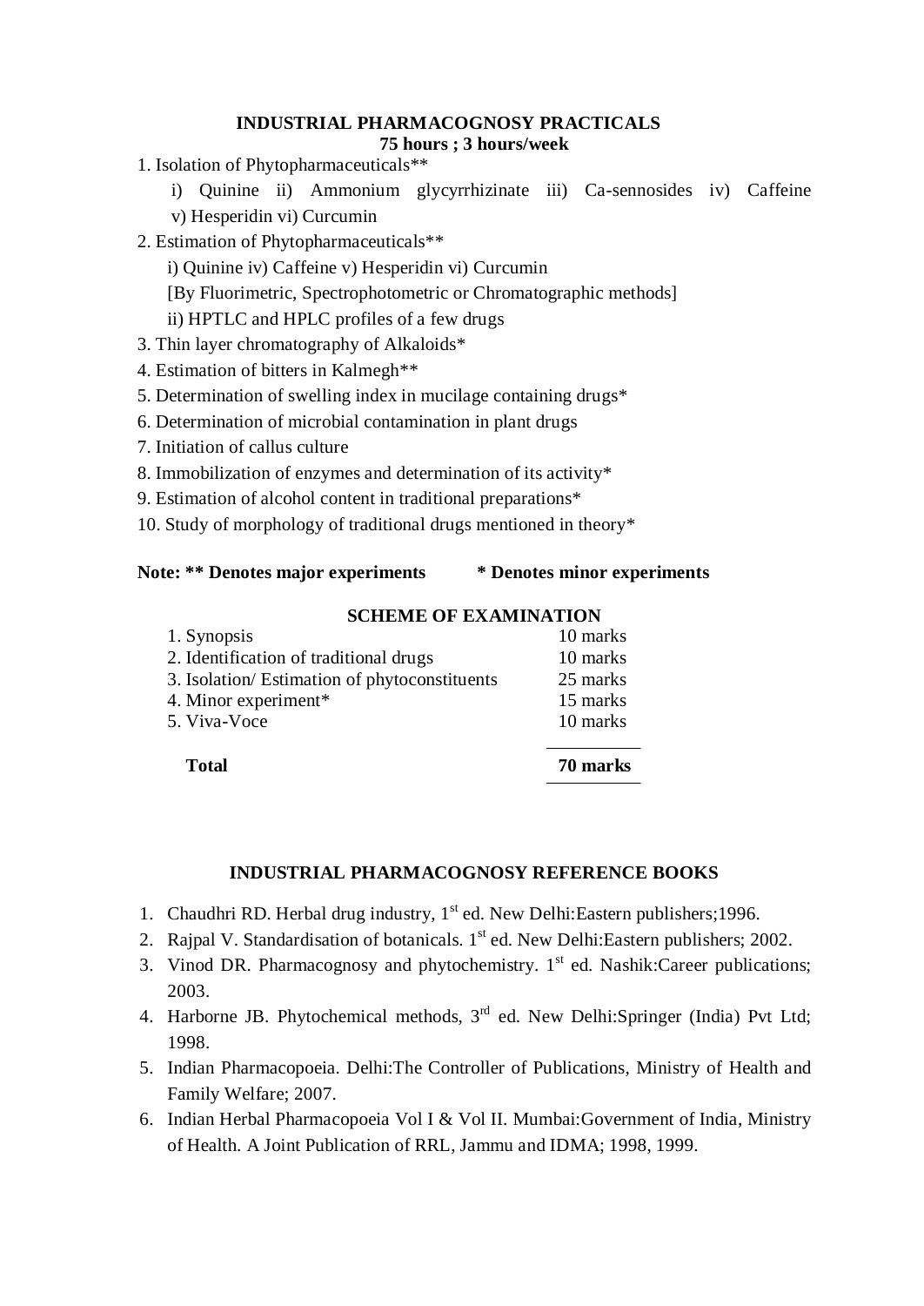## INDUSTRIAL PHARMACOGNOSY PRACTICALS

**75 hours ; 3 hours/week**

1. Isolation of Phytopharmaceuticals**
   i) Quinine ii) Ammonium glycyrrhizinate iii) Ca-sennosides iv) Caffeine v) Hesperidin vi) Curcumin
2. Estimation of Phytopharmaceuticals**
   i) Quinine iv) Caffeine v) Hesperidin vi) Curcumin
   [By Fluorimetric, Spectrophotometric or Chromatographic methods]
   ii) HPTLC and HPLC profiles of a few drugs
3. Thin layer chromatography of Alkaloids*
4. Estimation of bitters in Kalmegh**
5. Determination of swelling index in mucilage containing drugs*
6. Determination of microbial contamination in plant drugs
7. Initiation of callus culture
8. Immobilization of enzymes and determination of its activity*
9. Estimation of alcohol content in traditional preparations*
10. Study of morphology of traditional drugs mentioned in theory*

**Note: ** Denotes major experiments &nbsp;&nbsp;&nbsp;&nbsp; * Denotes minor experiments**

### SCHEME OF EXAMINATION

| | |
|---|---|
| 1. Synopsis | 10 marks |
| 2. Identification of traditional drugs | 10 marks |
| 3. Isolation/ Estimation of phytoconstituents | 25 marks |
| 4. Minor experiment* | 15 marks |
| 5. Viva-Voce | 10 marks |
| **Total** | **70 marks** |

### INDUSTRIAL PHARMACOGNOSY REFERENCE BOOKS

1. Chaudhri RD. Herbal drug industry, 1st ed. New Delhi:Eastern publishers;1996.
2. Rajpal V. Standardisation of botanicals. 1st ed. New Delhi:Eastern publishers; 2002.
3. Vinod DR. Pharmacognosy and phytochemistry. 1st ed. Nashik:Career publications; 2003.
4. Harborne JB. Phytochemical methods, 3rd ed. New Delhi:Springer (India) Pvt Ltd; 1998.
5. Indian Pharmacopoeia. Delhi:The Controller of Publications, Ministry of Health and Family Welfare; 2007.
6. Indian Herbal Pharmacopoeia Vol I & Vol II. Mumbai:Government of India, Ministry of Health. A Joint Publication of RRL, Jammu and IDMA; 1998, 1999.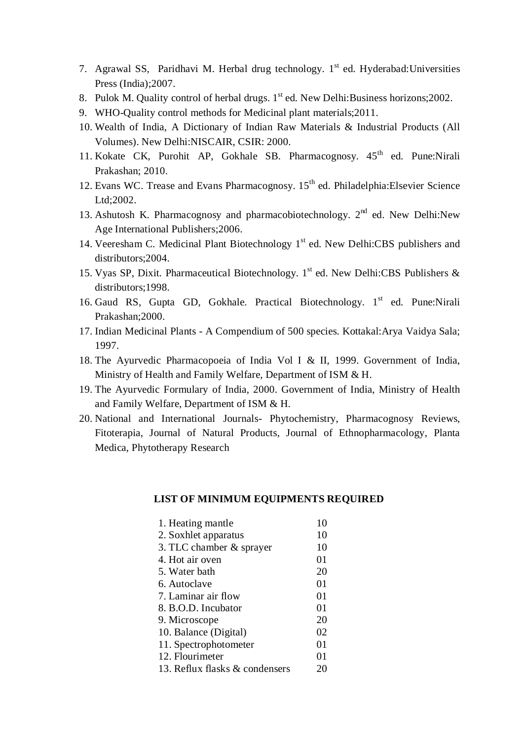7. Agrawal SS, Paridhavi M. Herbal drug technology. 1st ed. Hyderabad:Universities Press (India);2007.
8. Pulok M. Quality control of herbal drugs. 1st ed. New Delhi:Business horizons;2002.
9. WHO-Quality control methods for Medicinal plant materials;2011.
10. Wealth of India, A Dictionary of Indian Raw Materials & Industrial Products (All Volumes). New Delhi:NISCAIR, CSIR: 2000.
11. Kokate CK, Purohit AP, Gokhale SB. Pharmacognosy. 45th ed. Pune:Nirali Prakashan; 2010.
12. Evans WC. Trease and Evans Pharmacognosy. 15th ed. Philadelphia:Elsevier Science Ltd;2002.
13. Ashutosh K. Pharmacognosy and pharmacobiotechnology. 2nd ed. New Delhi:New Age International Publishers;2006.
14. Veeresham C. Medicinal Plant Biotechnology 1st ed. New Delhi:CBS publishers and distributors;2004.
15. Vyas SP, Dixit. Pharmaceutical Biotechnology. 1st ed. New Delhi:CBS Publishers & distributors;1998.
16. Gaud RS, Gupta GD, Gokhale. Practical Biotechnology. 1st ed. Pune:Nirali Prakashan;2000.
17. Indian Medicinal Plants - A Compendium of 500 species. Kottakal:Arya Vaidya Sala; 1997.
18. The Ayurvedic Pharmacopoeia of India Vol I & II, 1999. Government of India, Ministry of Health and Family Welfare, Department of ISM & H.
19. The Ayurvedic Formulary of India, 2000. Government of India, Ministry of Health and Family Welfare, Department of ISM & H.
20. National and International Journals- Phytochemistry, Pharmacognosy Reviews, Fitoterapia, Journal of Natural Products, Journal of Ethnopharmacology, Planta Medica, Phytotherapy Research

## LIST OF MINIMUM EQUIPMENTS REQUIRED

| Equipment | Quantity |
|---|---|
| 1. Heating mantle | 10 |
| 2. Soxhlet apparatus | 10 |
| 3. TLC chamber & sprayer | 10 |
| 4. Hot air oven | 01 |
| 5. Water bath | 20 |
| 6. Autoclave | 01 |
| 7. Laminar air flow | 01 |
| 8. B.O.D. Incubator | 01 |
| 9. Microscope | 20 |
| 10. Balance (Digital) | 02 |
| 11. Spectrophotometer | 01 |
| 12. Flourimeter | 01 |
| 13. Reflux flasks & condensers | 20 |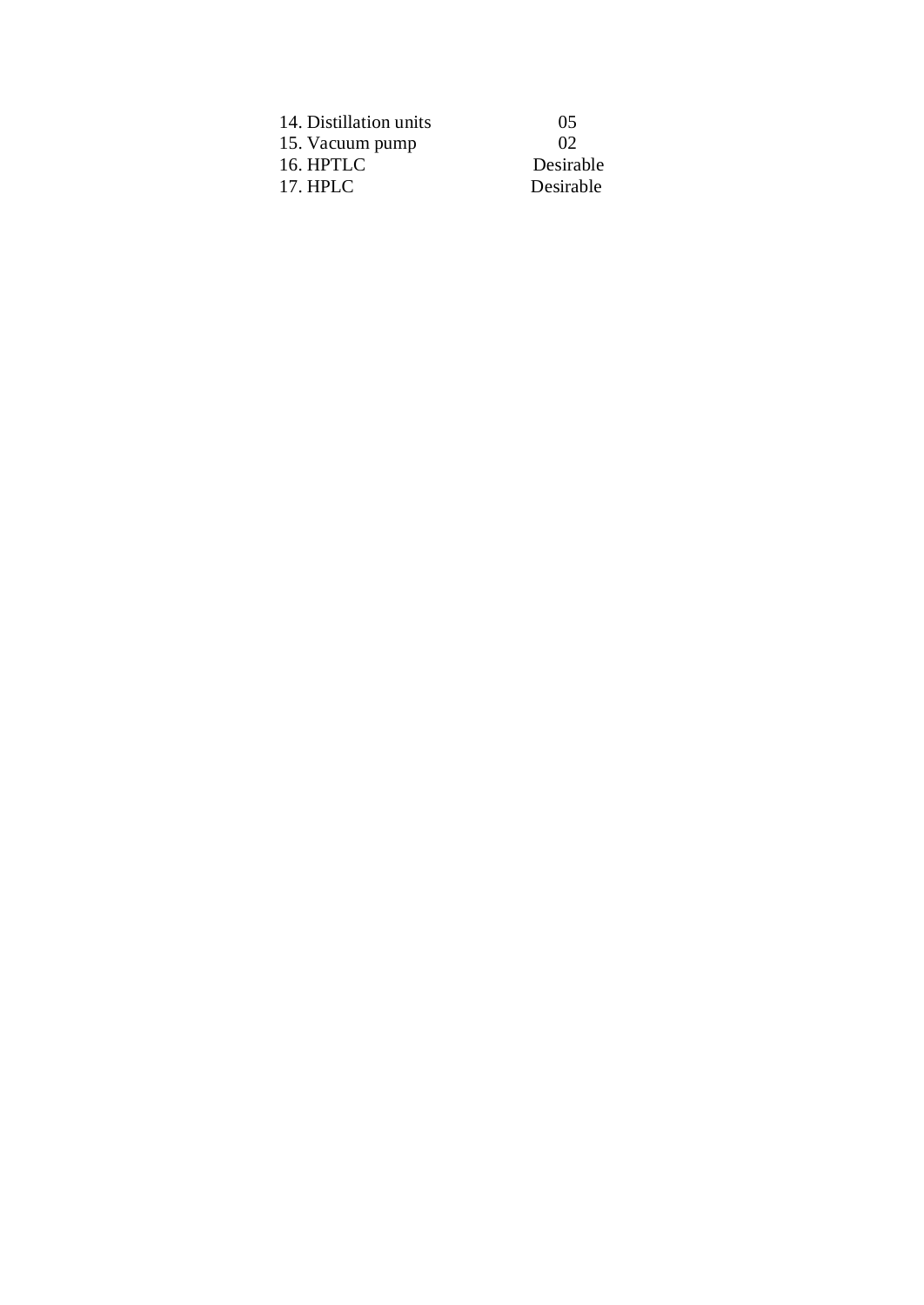| | |
|---|---|
| 14. Distillation units | 05 |
| 15. Vacuum pump | 02 |
| 16. HPTLC | Desirable |
| 17. HPLC | Desirable |